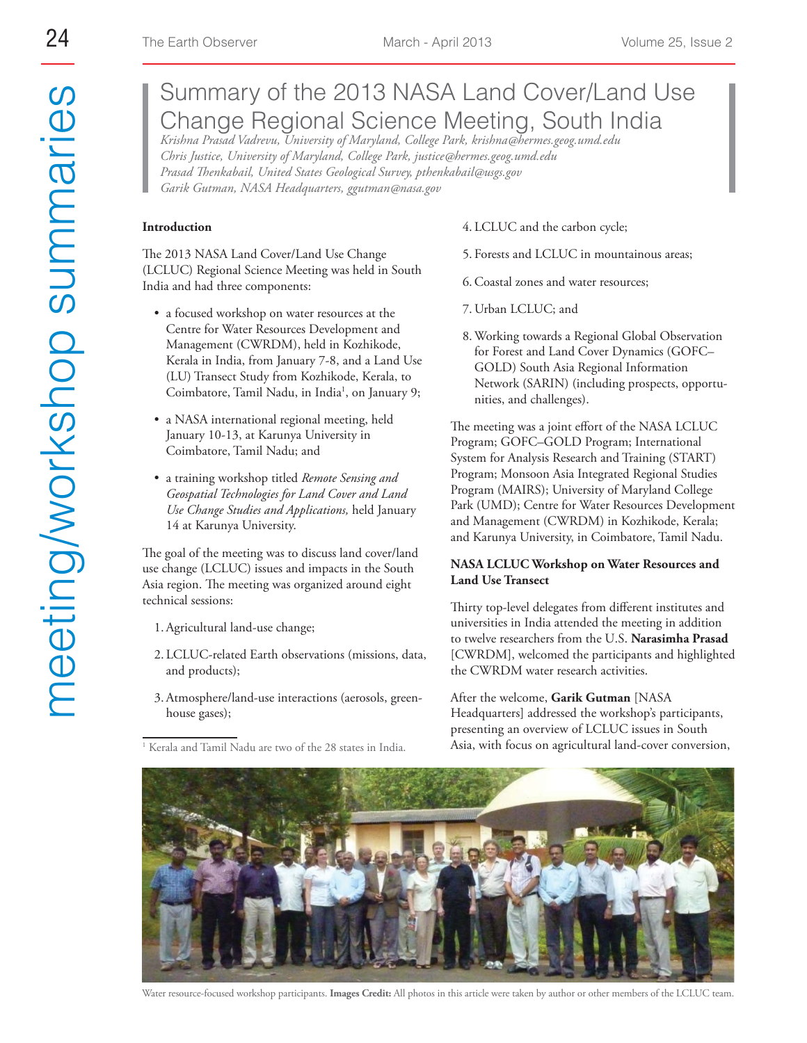# Summary of the 2013 NASA Land Cover/Land Use Change Regional Science Meeting, South India

*Krishna Prasad Vadrevu, University of Maryland, College Park, krishna@hermes.geog.umd.edu*
*Chris Justice, University of Maryland, College Park, justice@hermes.geog.umd.edu*
*Prasad Thenkabail, United States Geological Survey, pthenkabail@usgs.gov*
*Garik Gutman, NASA Headquarters, ggutman@nasa.gov*

## Introduction

The 2013 NASA Land Cover/Land Use Change (LCLUC) Regional Science Meeting was held in South India and had three components:

- a focused workshop on water resources at the Centre for Water Resources Development and Management (CWRDM), held in Kozhikode, Kerala in India, from January 7-8, and a Land Use (LU) Transect Study from Kozhikode, Kerala, to Coimbatore, Tamil Nadu, in India[1], on January 9;
- a NASA international regional meeting, held January 10-13, at Karunya University in Coimbatore, Tamil Nadu; and
- a training workshop titled *Remote Sensing and Geospatial Technologies for Land Cover and Land Use Change Studies and Applications,* held January 14 at Karunya University.

The goal of the meeting was to discuss land cover/land use change (LCLUC) issues and impacts in the South Asia region. The meeting was organized around eight technical sessions:

1. Agricultural land-use change;
2. LCLUC-related Earth observations (missions, data, and products);
3. Atmosphere/land-use interactions (aerosols, greenhouse gases);
4. LCLUC and the carbon cycle;
5. Forests and LCLUC in mountainous areas;
6. Coastal zones and water resources;
7. Urban LCLUC; and
8. Working towards a Regional Global Observation for Forest and Land Cover Dynamics (GOFC–GOLD) South Asia Regional Information Network (SARIN) (including prospects, opportunities, and challenges).

The meeting was a joint effort of the NASA LCLUC Program; GOFC–GOLD Program; International System for Analysis Research and Training (START) Program; Monsoon Asia Integrated Regional Studies Program (MAIRS); University of Maryland College Park (UMD); Centre for Water Resources Development and Management (CWRDM) in Kozhikode, Kerala; and Karunya University, in Coimbatore, Tamil Nadu.

### NASA LCLUC Workshop on Water Resources and Land Use Transect

Thirty top-level delegates from different institutes and universities in India attended the meeting in addition to twelve researchers from the U.S. **Narasimha Prasad** [CWRDM], welcomed the participants and highlighted the CWRDM water research activities.

After the welcome, **Garik Gutman** [NASA Headquarters] addressed the workshop's participants, presenting an overview of LCLUC issues in South Asia, with focus on agricultural land-cover conversion,

[1] Kerala and Tamil Nadu are two of the 28 states in India.

Water resource-focused workshop participants. **Images Credit:** All photos in this article were taken by author or other members of the LCLUC team.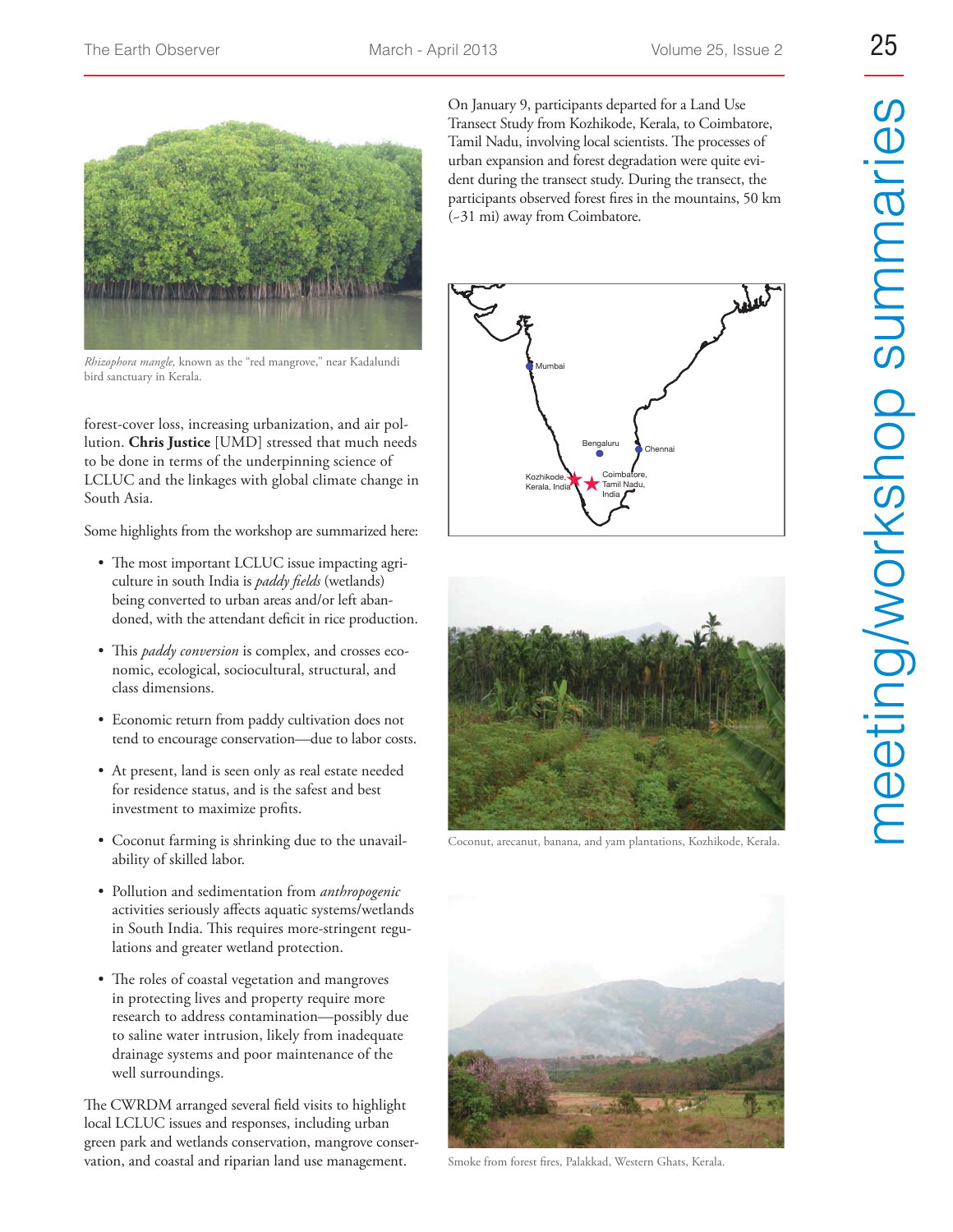*Rhizophora mangle,* known as the "red mangrove," near Kadalundi bird sanctuary in Kerala.

forest-cover loss, increasing urbanization, and air pollution. **Chris Justice** [UMD] stressed that much needs to be done in terms of the underpinning science of LCLUC and the linkages with global climate change in South Asia.

Some highlights from the workshop are summarized here:

- The most important LCLUC issue impacting agriculture in south India is *paddy fields* (wetlands) being converted to urban areas and/or left abandoned, with the attendant deficit in rice production.
- This *paddy conversion* is complex, and crosses economic, ecological, sociocultural, structural, and class dimensions.
- Economic return from paddy cultivation does not tend to encourage conservation—due to labor costs.
- At present, land is seen only as real estate needed for residence status, and is the safest and best investment to maximize profits.
- Coconut farming is shrinking due to the unavailability of skilled labor.
- Pollution and sedimentation from *anthropogenic* activities seriously affects aquatic systems/wetlands in South India. This requires more-stringent regulations and greater wetland protection.
- The roles of coastal vegetation and mangroves in protecting lives and property require more research to address contamination—possibly due to saline water intrusion, likely from inadequate drainage systems and poor maintenance of the well surroundings.

The CWRDM arranged several field visits to highlight local LCLUC issues and responses, including urban green park and wetlands conservation, mangrove conservation, and coastal and riparian land use management.

On January 9, participants departed for a Land Use Transect Study from Kozhikode, Kerala, to Coimbatore, Tamil Nadu, involving local scientists. The processes of urban expansion and forest degradation were quite evident during the transect study. During the transect, the participants observed forest fires in the mountains, 50 km (~31 mi) away from Coimbatore.

Coconut, arecanut, banana, and yam plantations, Kozhikode, Kerala.

Smoke from forest fires, Palakkad, Western Ghats, Kerala.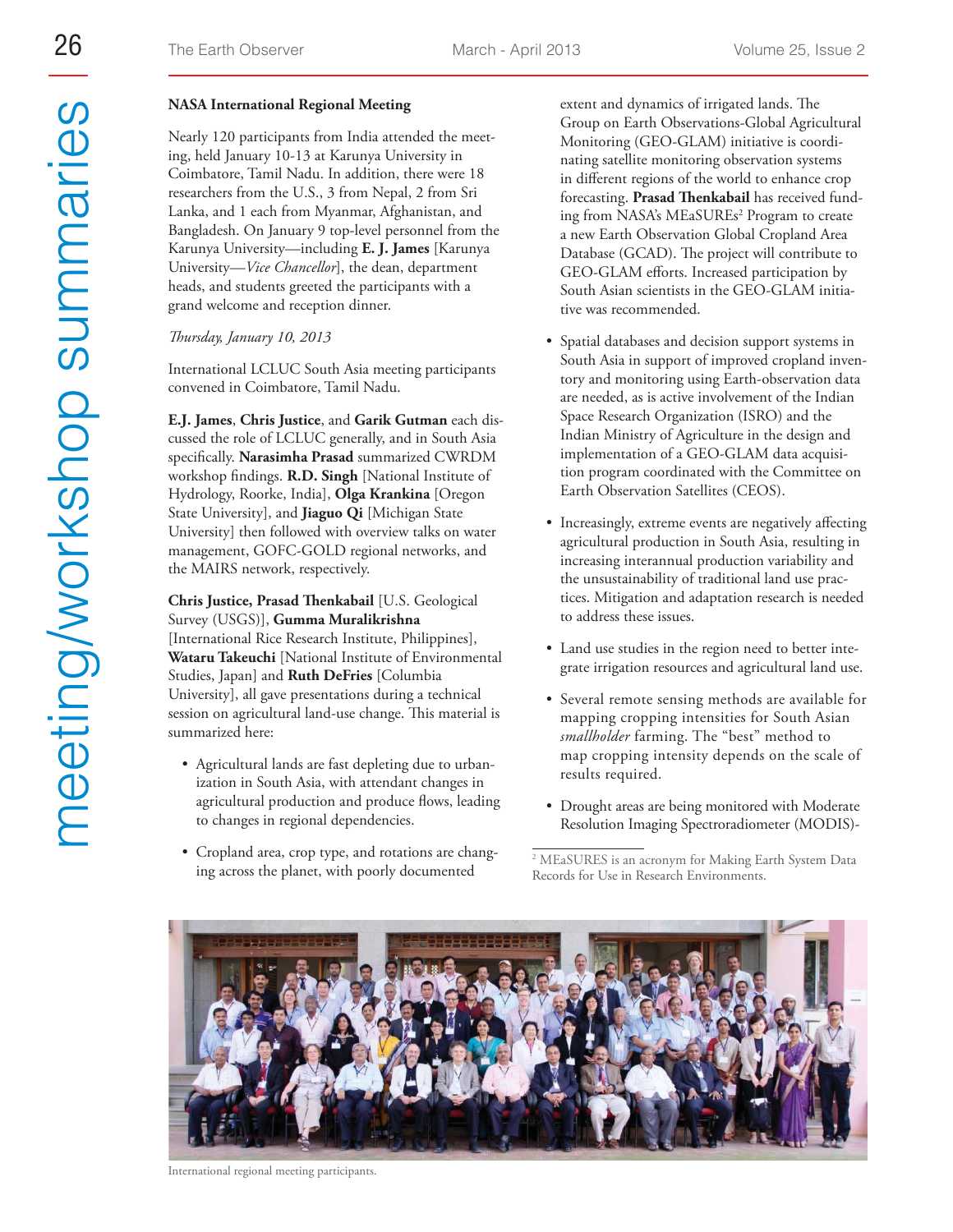### NASA International Regional Meeting

Nearly 120 participants from India attended the meeting, held January 10-13 at Karunya University in Coimbatore, Tamil Nadu. In addition, there were 18 researchers from the U.S., 3 from Nepal, 2 from Sri Lanka, and 1 each from Myanmar, Afghanistan, and Bangladesh. On January 9 top-level personnel from the Karunya University—including **E. J. James** [Karunya University—*Vice Chancellor*], the dean, department heads, and students greeted the participants with a grand welcome and reception dinner.

*Thursday, January 10, 2013*

International LCLUC South Asia meeting participants convened in Coimbatore, Tamil Nadu.

**E.J. James**, **Chris Justice**, and **Garik Gutman** each discussed the role of LCLUC generally, and in South Asia specifically. **Narasimha Prasad** summarized CWRDM workshop findings. **R.D. Singh** [National Institute of Hydrology, Roorke, India], **Olga Krankina** [Oregon State University], and **Jiaguo Qi** [Michigan State University] then followed with overview talks on water management, GOFC-GOLD regional networks, and the MAIRS network, respectively.

**Chris Justice, Prasad Thenkabail** [U.S. Geological Survey (USGS)], **Gumma Muralikrishna** [International Rice Research Institute, Philippines], **Wataru Takeuchi** [National Institute of Environmental Studies, Japan] and **Ruth DeFries** [Columbia University], all gave presentations during a technical session on agricultural land-use change. This material is summarized here:

- Agricultural lands are fast depleting due to urbanization in South Asia, with attendant changes in agricultural production and produce flows, leading to changes in regional dependencies.
- Cropland area, crop type, and rotations are changing across the planet, with poorly documented extent and dynamics of irrigated lands. The Group on Earth Observations-Global Agricultural Monitoring (GEO-GLAM) initiative is coordinating satellite monitoring observation systems in different regions of the world to enhance crop forecasting. **Prasad Thenkabail** has received funding from NASA's MEaSUREs[2] Program to create a new Earth Observation Global Cropland Area Database (GCAD). The project will contribute to GEO-GLAM efforts. Increased participation by South Asian scientists in the GEO-GLAM initiative was recommended.
- Spatial databases and decision support systems in South Asia in support of improved cropland inventory and monitoring using Earth-observation data are needed, as is active involvement of the Indian Space Research Organization (ISRO) and the Indian Ministry of Agriculture in the design and implementation of a GEO-GLAM data acquisition program coordinated with the Committee on Earth Observation Satellites (CEOS).
- Increasingly, extreme events are negatively affecting agricultural production in South Asia, resulting in increasing interannual production variability and the unsustainability of traditional land use practices. Mitigation and adaptation research is needed to address these issues.
- Land use studies in the region need to better integrate irrigation resources and agricultural land use.
- Several remote sensing methods are available for mapping cropping intensities for South Asian *smallholder* farming. The "best" method to map cropping intensity depends on the scale of results required.
- Drought areas are being monitored with Moderate Resolution Imaging Spectroradiometer (MODIS)-

[2] MEaSURES is an acronym for Making Earth System Data Records for Use in Research Environments.

International regional meeting participants.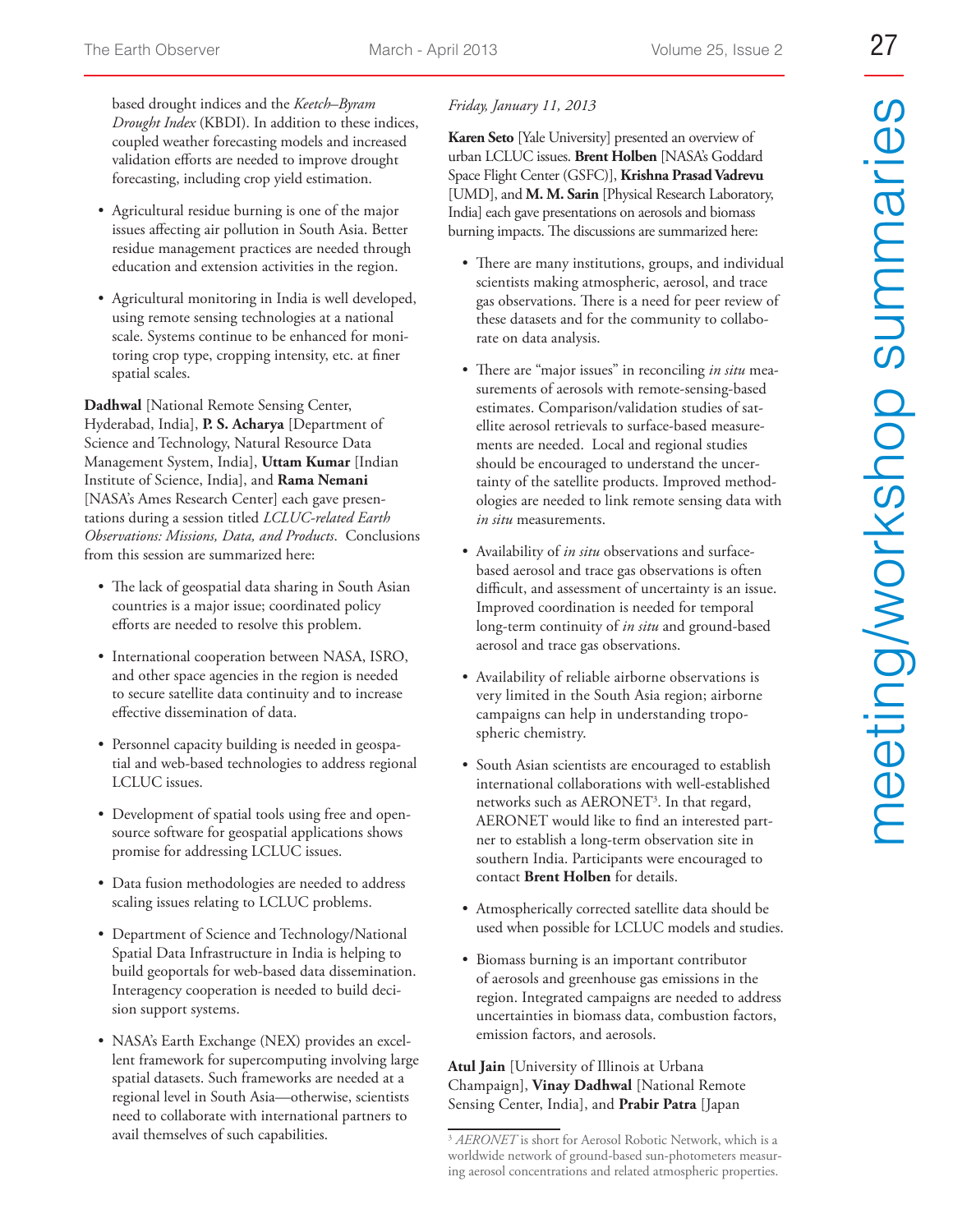based drought indices and the *Keetch–Byram Drought Index* (KBDI). In addition to these indices, coupled weather forecasting models and increased validation efforts are needed to improve drought forecasting, including crop yield estimation.

- Agricultural residue burning is one of the major issues affecting air pollution in South Asia. Better residue management practices are needed through education and extension activities in the region.

- Agricultural monitoring in India is well developed, using remote sensing technologies at a national scale. Systems continue to be enhanced for monitoring crop type, cropping intensity, etc. at finer spatial scales.

**Dadhwal** [National Remote Sensing Center, Hyderabad, India], **P. S. Acharya** [Department of Science and Technology, Natural Resource Data Management System, India], **Uttam Kumar** [Indian Institute of Science, India], and **Rama Nemani** [NASA's Ames Research Center] each gave presentations during a session titled *LCLUC-related Earth Observations: Missions, Data, and Products*. Conclusions from this session are summarized here:

- The lack of geospatial data sharing in South Asian countries is a major issue; coordinated policy efforts are needed to resolve this problem.

- International cooperation between NASA, ISRO, and other space agencies in the region is needed to secure satellite data continuity and to increase effective dissemination of data.

- Personnel capacity building is needed in geospatial and web-based technologies to address regional LCLUC issues.

- Development of spatial tools using free and open-source software for geospatial applications shows promise for addressing LCLUC issues.

- Data fusion methodologies are needed to address scaling issues relating to LCLUC problems.

- Department of Science and Technology/National Spatial Data Infrastructure in India is helping to build geoportals for web-based data dissemination. Interagency cooperation is needed to build decision support systems.

- NASA's Earth Exchange (NEX) provides an excellent framework for supercomputing involving large spatial datasets. Such frameworks are needed at a regional level in South Asia—otherwise, scientists need to collaborate with international partners to avail themselves of such capabilities.

*Friday, January 11, 2013*

**Karen Seto** [Yale University] presented an overview of urban LCLUC issues. **Brent Holben** [NASA's Goddard Space Flight Center (GSFC)], **Krishna Prasad Vadrevu** [UMD], and **M. M. Sarin** [Physical Research Laboratory, India] each gave presentations on aerosols and biomass burning impacts. The discussions are summarized here:

- There are many institutions, groups, and individual scientists making atmospheric, aerosol, and trace gas observations. There is a need for peer review of these datasets and for the community to collaborate on data analysis.

- There are "major issues" in reconciling *in situ* measurements of aerosols with remote-sensing-based estimates. Comparison/validation studies of satellite aerosol retrievals to surface-based measurements are needed. Local and regional studies should be encouraged to understand the uncertainty of the satellite products. Improved methodologies are needed to link remote sensing data with *in situ* measurements.

- Availability of *in situ* observations and surface-based aerosol and trace gas observations is often difficult, and assessment of uncertainty is an issue. Improved coordination is needed for temporal long-term continuity of *in situ* and ground-based aerosol and trace gas observations.

- Availability of reliable airborne observations is very limited in the South Asia region; airborne campaigns can help in understanding tropospheric chemistry.

- South Asian scientists are encouraged to establish international collaborations with well-established networks such as AERONET[3]. In that regard, AERONET would like to find an interested partner to establish a long-term observation site in southern India. Participants were encouraged to contact **Brent Holben** for details.

- Atmospherically corrected satellite data should be used when possible for LCLUC models and studies.

- Biomass burning is an important contributor of aerosols and greenhouse gas emissions in the region. Integrated campaigns are needed to address uncertainties in biomass data, combustion factors, emission factors, and aerosols.

**Atul Jain** [University of Illinois at Urbana Champaign], **Vinay Dadhwal** [National Remote Sensing Center, India], and **Prabir Patra** [Japan

[3] *AERONET* is short for Aerosol Robotic Network, which is a worldwide network of ground-based sun-photometers measuring aerosol concentrations and related atmospheric properties.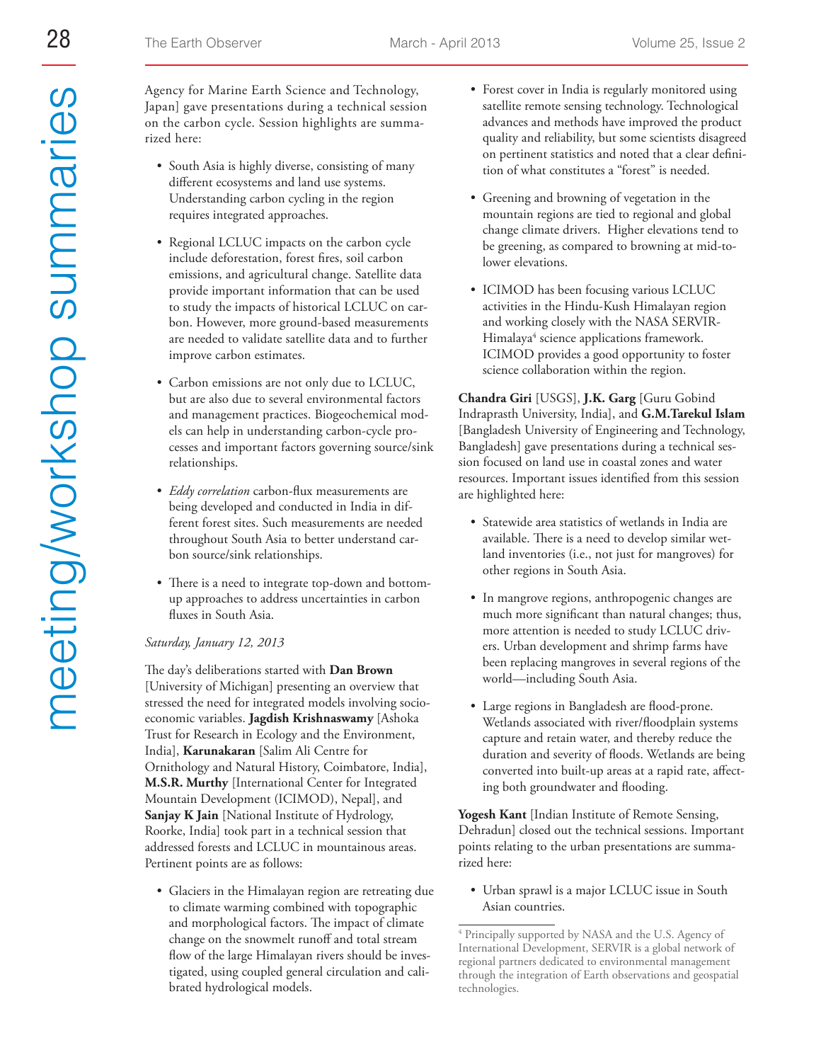Agency for Marine Earth Science and Technology, Japan] gave presentations during a technical session on the carbon cycle. Session highlights are summarized here:

- South Asia is highly diverse, consisting of many different ecosystems and land use systems. Understanding carbon cycling in the region requires integrated approaches.
- Regional LCLUC impacts on the carbon cycle include deforestation, forest fires, soil carbon emissions, and agricultural change. Satellite data provide important information that can be used to study the impacts of historical LCLUC on carbon. However, more ground-based measurements are needed to validate satellite data and to further improve carbon estimates.
- Carbon emissions are not only due to LCLUC, but are also due to several environmental factors and management practices. Biogeochemical models can help in understanding carbon-cycle processes and important factors governing source/sink relationships.
- *Eddy correlation* carbon-flux measurements are being developed and conducted in India in different forest sites. Such measurements are needed throughout South Asia to better understand carbon source/sink relationships.
- There is a need to integrate top-down and bottom-up approaches to address uncertainties in carbon fluxes in South Asia.

*Saturday, January 12, 2013*

The day's deliberations started with **Dan Brown** [University of Michigan] presenting an overview that stressed the need for integrated models involving socioeconomic variables. **Jagdish Krishnaswamy** [Ashoka Trust for Research in Ecology and the Environment, India], **Karunakaran** [Salim Ali Centre for Ornithology and Natural History, Coimbatore, India], **M.S.R. Murthy** [International Center for Integrated Mountain Development (ICIMOD), Nepal], and **Sanjay K Jain** [National Institute of Hydrology, Roorke, India] took part in a technical session that addressed forests and LCLUC in mountainous areas. Pertinent points are as follows:

- Glaciers in the Himalayan region are retreating due to climate warming combined with topographic and morphological factors. The impact of climate change on the snowmelt runoff and total stream flow of the large Himalayan rivers should be investigated, using coupled general circulation and calibrated hydrological models.
- Forest cover in India is regularly monitored using satellite remote sensing technology. Technological advances and methods have improved the product quality and reliability, but some scientists disagreed on pertinent statistics and noted that a clear definition of what constitutes a "forest" is needed.
- Greening and browning of vegetation in the mountain regions are tied to regional and global change climate drivers. Higher elevations tend to be greening, as compared to browning at mid-to-lower elevations.
- ICIMOD has been focusing various LCLUC activities in the Hindu-Kush Himalayan region and working closely with the NASA SERVIR-Himalaya[4] science applications framework. ICIMOD provides a good opportunity to foster science collaboration within the region.

**Chandra Giri** [USGS], **J.K. Garg** [Guru Gobind Indraprasth University, India], and **G.M.Tarekul Islam** [Bangladesh University of Engineering and Technology, Bangladesh] gave presentations during a technical session focused on land use in coastal zones and water resources. Important issues identified from this session are highlighted here:

- Statewide area statistics of wetlands in India are available. There is a need to develop similar wetland inventories (i.e., not just for mangroves) for other regions in South Asia.
- In mangrove regions, anthropogenic changes are much more significant than natural changes; thus, more attention is needed to study LCLUC drivers. Urban development and shrimp farms have been replacing mangroves in several regions of the world—including South Asia.
- Large regions in Bangladesh are flood-prone. Wetlands associated with river/floodplain systems capture and retain water, and thereby reduce the duration and severity of floods. Wetlands are being converted into built-up areas at a rapid rate, affecting both groundwater and flooding.

**Yogesh Kant** [Indian Institute of Remote Sensing, Dehradun] closed out the technical sessions. Important points relating to the urban presentations are summarized here:

- Urban sprawl is a major LCLUC issue in South Asian countries.

[4] Principally supported by NASA and the U.S. Agency of International Development, SERVIR is a global network of regional partners dedicated to environmental management through the integration of Earth observations and geospatial technologies.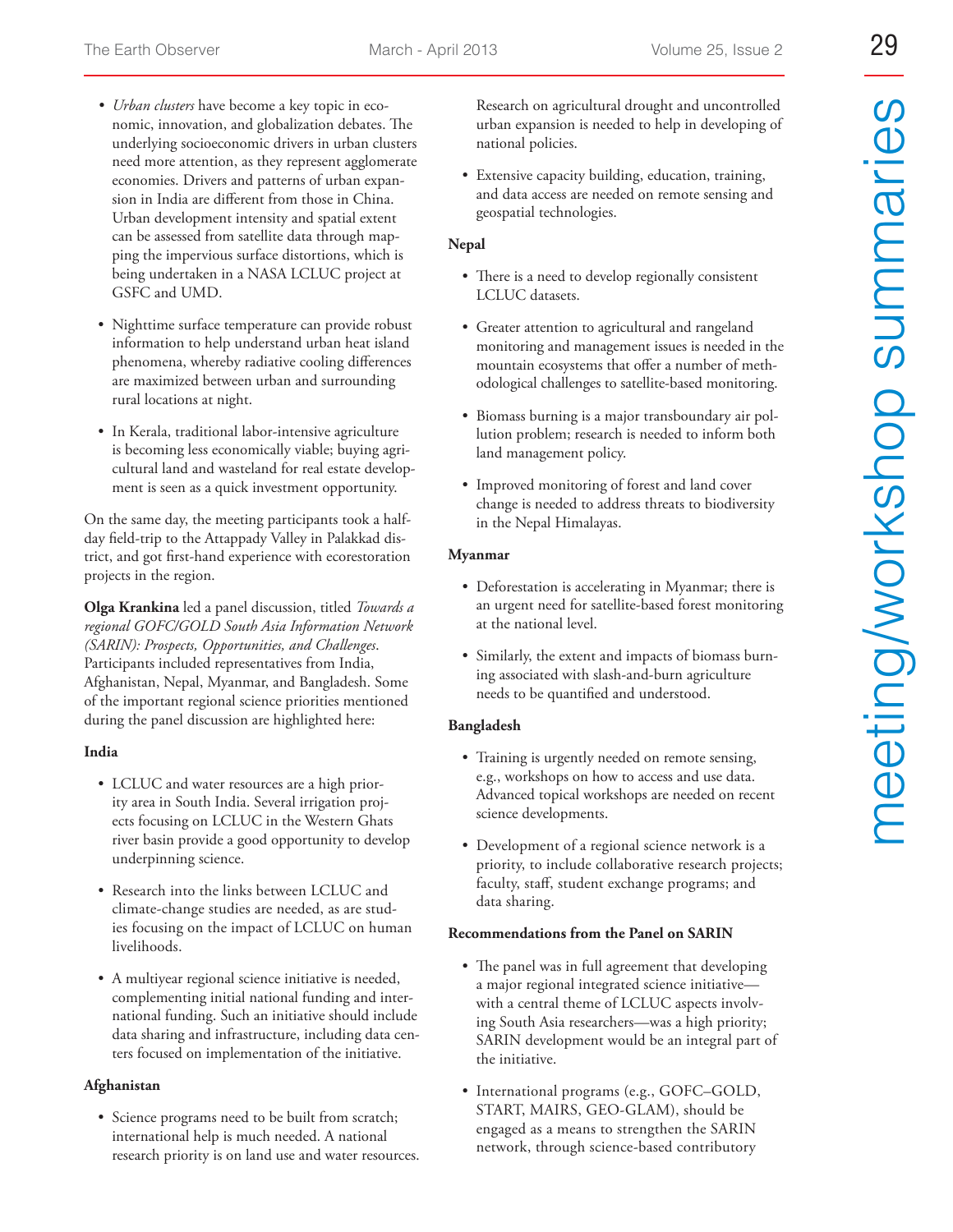- *Urban clusters* have become a key topic in economic, innovation, and globalization debates. The underlying socioeconomic drivers in urban clusters need more attention, as they represent agglomerate economies. Drivers and patterns of urban expansion in India are different from those in China. Urban development intensity and spatial extent can be assessed from satellite data through mapping the impervious surface distortions, which is being undertaken in a NASA LCLUC project at GSFC and UMD.

- Nighttime surface temperature can provide robust information to help understand urban heat island phenomena, whereby radiative cooling differences are maximized between urban and surrounding rural locations at night.

- In Kerala, traditional labor-intensive agriculture is becoming less economically viable; buying agricultural land and wasteland for real estate development is seen as a quick investment opportunity.

On the same day, the meeting participants took a half-day field-trip to the Attappady Valley in Palakkad district, and got first-hand experience with ecorestoration projects in the region.

**Olga Krankina** led a panel discussion, titled *Towards a regional GOFC/GOLD South Asia Information Network (SARIN): Prospects, Opportunities, and Challenges*. Participants included representatives from India, Afghanistan, Nepal, Myanmar, and Bangladesh. Some of the important regional science priorities mentioned during the panel discussion are highlighted here:

**India**

- LCLUC and water resources are a high priority area in South India. Several irrigation projects focusing on LCLUC in the Western Ghats river basin provide a good opportunity to develop underpinning science.

- Research into the links between LCLUC and climate-change studies are needed, as are studies focusing on the impact of LCLUC on human livelihoods.

- A multiyear regional science initiative is needed, complementing initial national funding and international funding. Such an initiative should include data sharing and infrastructure, including data centers focused on implementation of the initiative.

**Afghanistan**

- Science programs need to be built from scratch; international help is much needed. A national research priority is on land use and water resources. Research on agricultural drought and uncontrolled urban expansion is needed to help in developing of national policies.

- Extensive capacity building, education, training, and data access are needed on remote sensing and geospatial technologies.

**Nepal**

- There is a need to develop regionally consistent LCLUC datasets.

- Greater attention to agricultural and rangeland monitoring and management issues is needed in the mountain ecosystems that offer a number of methodological challenges to satellite-based monitoring.

- Biomass burning is a major transboundary air pollution problem; research is needed to inform both land management policy.

- Improved monitoring of forest and land cover change is needed to address threats to biodiversity in the Nepal Himalayas.

**Myanmar**

- Deforestation is accelerating in Myanmar; there is an urgent need for satellite-based forest monitoring at the national level.

- Similarly, the extent and impacts of biomass burning associated with slash-and-burn agriculture needs to be quantified and understood.

**Bangladesh**

- Training is urgently needed on remote sensing, e.g., workshops on how to access and use data. Advanced topical workshops are needed on recent science developments.

- Development of a regional science network is a priority, to include collaborative research projects; faculty, staff, student exchange programs; and data sharing.

**Recommendations from the Panel on SARIN**

- The panel was in full agreement that developing a major regional integrated science initiative—with a central theme of LCLUC aspects involving South Asia researchers—was a high priority; SARIN development would be an integral part of the initiative.

- International programs (e.g., GOFC–GOLD, START, MAIRS, GEO-GLAM), should be engaged as a means to strengthen the SARIN network, through science-based contributory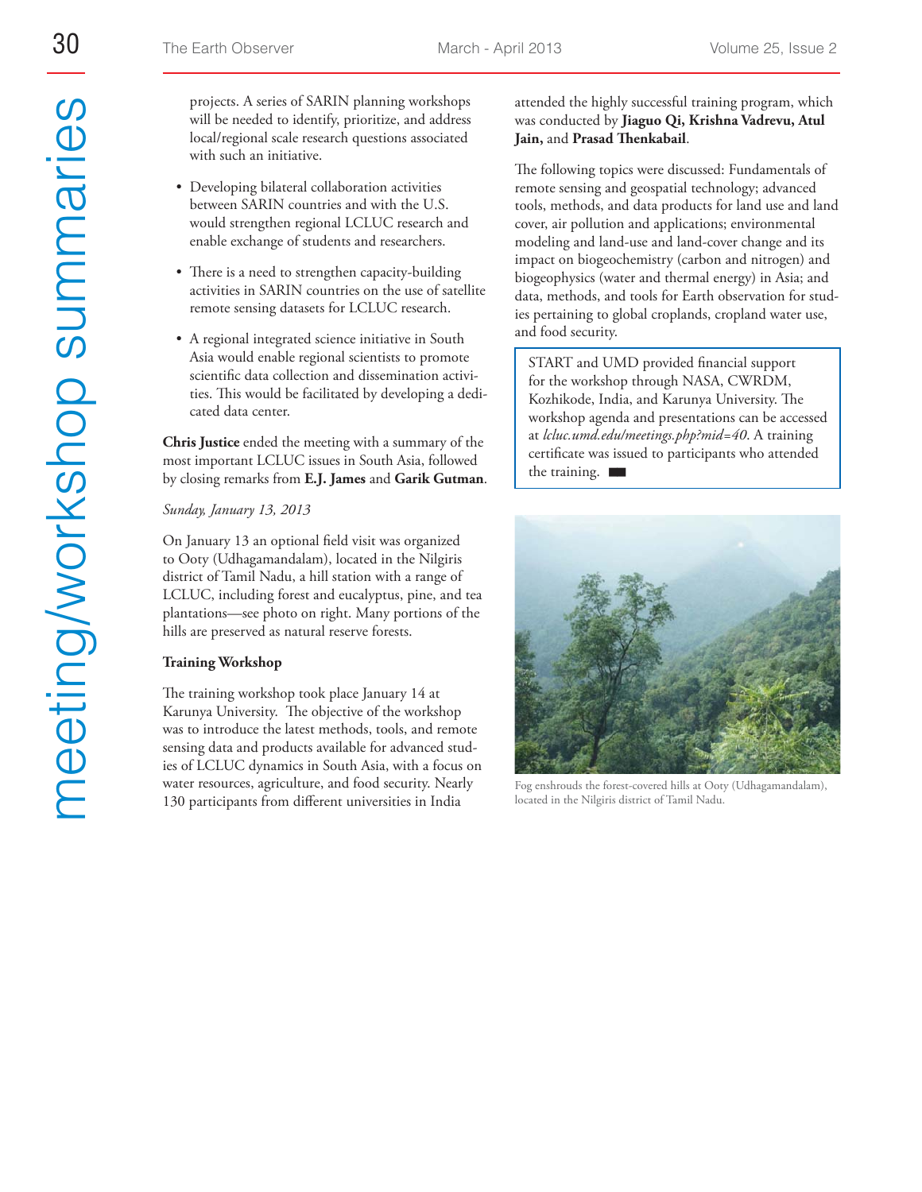projects. A series of SARIN planning workshops will be needed to identify, prioritize, and address local/regional scale research questions associated with such an initiative.

- Developing bilateral collaboration activities between SARIN countries and with the U.S. would strengthen regional LCLUC research and enable exchange of students and researchers.
- There is a need to strengthen capacity-building activities in SARIN countries on the use of satellite remote sensing datasets for LCLUC research.
- A regional integrated science initiative in South Asia would enable regional scientists to promote scientific data collection and dissemination activities. This would be facilitated by developing a dedicated data center.

**Chris Justice** ended the meeting with a summary of the most important LCLUC issues in South Asia, followed by closing remarks from **E.J. James** and **Garik Gutman**.

*Sunday, January 13, 2013*

On January 13 an optional field visit was organized to Ooty (Udhagamandalam), located in the Nilgiris district of Tamil Nadu, a hill station with a range of LCLUC, including forest and eucalyptus, pine, and tea plantations—see photo on right. Many portions of the hills are preserved as natural reserve forests.

### Training Workshop

The training workshop took place January 14 at Karunya University. The objective of the workshop was to introduce the latest methods, tools, and remote sensing data and products available for advanced studies of LCLUC dynamics in South Asia, with a focus on water resources, agriculture, and food security. Nearly 130 participants from different universities in India attended the highly successful training program, which was conducted by **Jiaguo Qi, Krishna Vadrevu, Atul Jain,** and **Prasad Thenkabail**.

The following topics were discussed: Fundamentals of remote sensing and geospatial technology; advanced tools, methods, and data products for land use and land cover, air pollution and applications; environmental modeling and land-use and land-cover change and its impact on biogeochemistry (carbon and nitrogen) and biogeophysics (water and thermal energy) in Asia; and data, methods, and tools for Earth observation for studies pertaining to global croplands, cropland water use, and food security.

START and UMD provided financial support for the workshop through NASA, CWRDM, Kozhikode, India, and Karunya University. The workshop agenda and presentations can be accessed at *lcluc.umd.edu/meetings.php?mid=40*. A training certificate was issued to participants who attended the training.

Fog enshrouds the forest-covered hills at Ooty (Udhagamandalam), located in the Nilgiris district of Tamil Nadu.